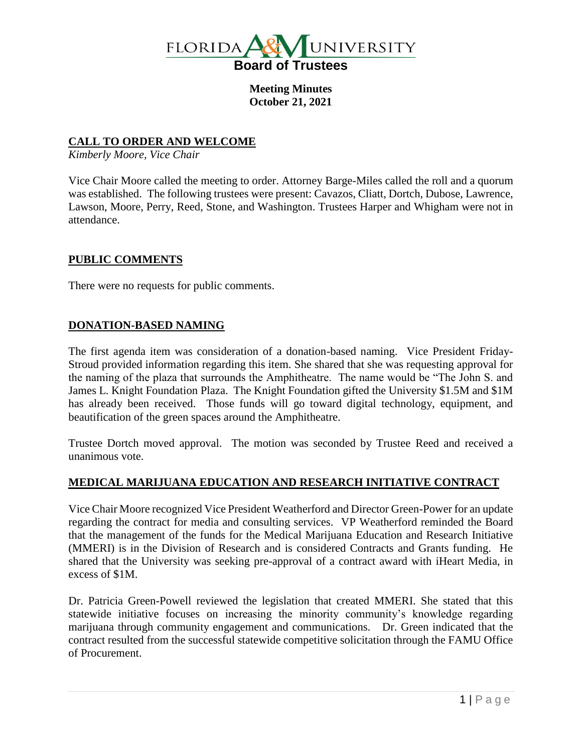FLORIDA A&M UNIVERSITY

**Board of Trustees**

**Meeting Minutes**
**October 21, 2021**

## CALL TO ORDER AND WELCOME

*Kimberly Moore, Vice Chair*

Vice Chair Moore called the meeting to order. Attorney Barge-Miles called the roll and a quorum was established. The following trustees were present: Cavazos, Cliatt, Dortch, Dubose, Lawrence, Lawson, Moore, Perry, Reed, Stone, and Washington. Trustees Harper and Whigham were not in attendance.

## PUBLIC COMMENTS

There were no requests for public comments.

## DONATION-BASED NAMING

The first agenda item was consideration of a donation-based naming. Vice President Friday-Stroud provided information regarding this item. She shared that she was requesting approval for the naming of the plaza that surrounds the Amphitheatre. The name would be "The John S. and James L. Knight Foundation Plaza. The Knight Foundation gifted the University $1.5M and $1M has already been received. Those funds will go toward digital technology, equipment, and beautification of the green spaces around the Amphitheatre.

Trustee Dortch moved approval. The motion was seconded by Trustee Reed and received a unanimous vote.

## MEDICAL MARIJUANA EDUCATION AND RESEARCH INITIATIVE CONTRACT

Vice Chair Moore recognized Vice President Weatherford and Director Green-Power for an update regarding the contract for media and consulting services. VP Weatherford reminded the Board that the management of the funds for the Medical Marijuana Education and Research Initiative (MMERI) is in the Division of Research and is considered Contracts and Grants funding. He shared that the University was seeking pre-approval of a contract award with iHeart Media, in excess of $1M.

Dr. Patricia Green-Powell reviewed the legislation that created MMERI. She stated that this statewide initiative focuses on increasing the minority community's knowledge regarding marijuana through community engagement and communications. Dr. Green indicated that the contract resulted from the successful statewide competitive solicitation through the FAMU Office of Procurement.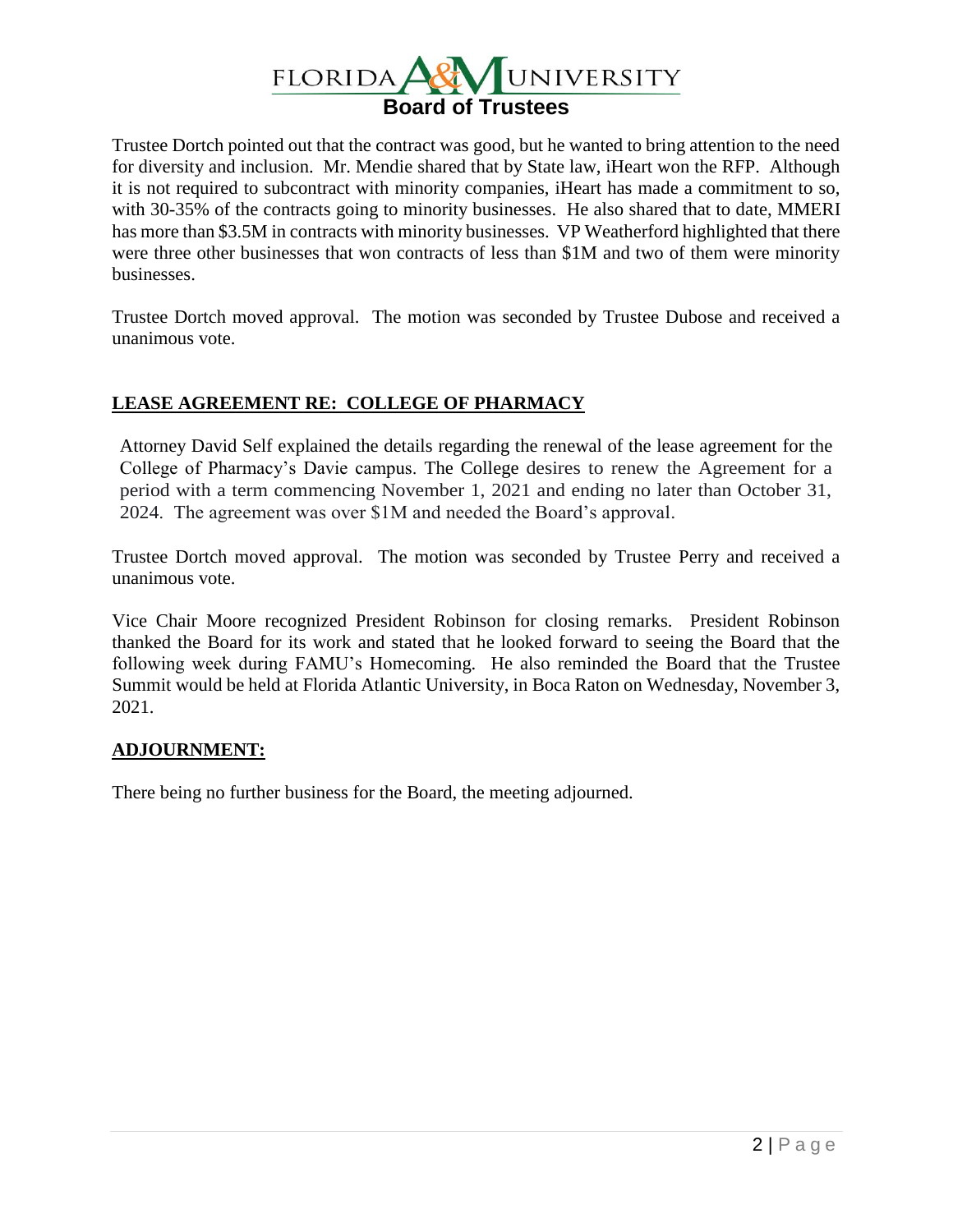Trustee Dortch pointed out that the contract was good, but he wanted to bring attention to the need for diversity and inclusion. Mr. Mendie shared that by State law, iHeart won the RFP. Although it is not required to subcontract with minority companies, iHeart has made a commitment to so, with 30-35% of the contracts going to minority businesses. He also shared that to date, MMERI has more than $3.5M in contracts with minority businesses. VP Weatherford highlighted that there were three other businesses that won contracts of less than $1M and two of them were minority businesses.

Trustee Dortch moved approval. The motion was seconded by Trustee Dubose and received a unanimous vote.

## LEASE AGREEMENT RE: COLLEGE OF PHARMACY

Attorney David Self explained the details regarding the renewal of the lease agreement for the College of Pharmacy's Davie campus. The College desires to renew the Agreement for a period with a term commencing November 1, 2021 and ending no later than October 31, 2024. The agreement was over $1M and needed the Board's approval.

Trustee Dortch moved approval. The motion was seconded by Trustee Perry and received a unanimous vote.

Vice Chair Moore recognized President Robinson for closing remarks. President Robinson thanked the Board for its work and stated that he looked forward to seeing the Board that the following week during FAMU's Homecoming. He also reminded the Board that the Trustee Summit would be held at Florida Atlantic University, in Boca Raton on Wednesday, November 3, 2021.

## ADJOURNMENT:

There being no further business for the Board, the meeting adjourned.